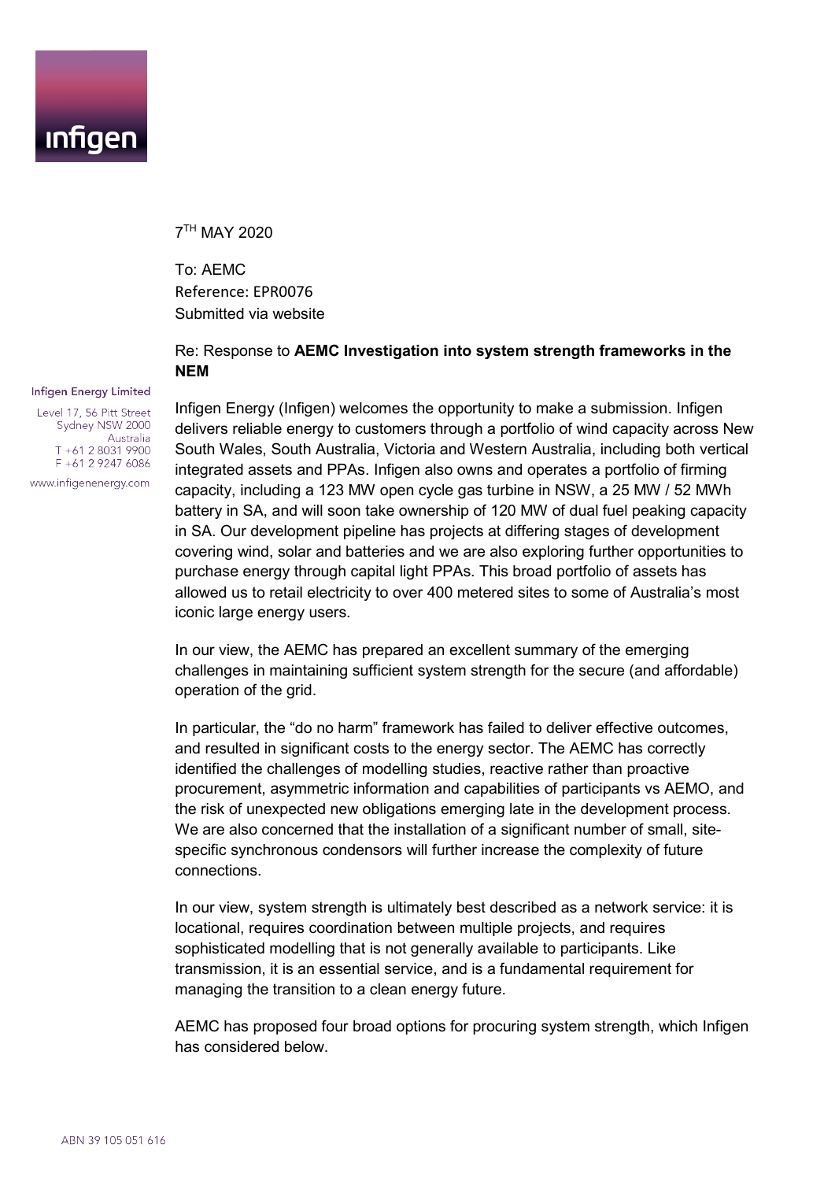infigen

7[TH] MAY 2020

To: AEMC
Reference: EPR0076
Submitted via website

Re: Response to **AEMC Investigation into system strength frameworks in the NEM**

Infigen Energy Limited

Level 17, 56 Pitt Street
Sydney NSW 2000
Australia
T +61 2 8031 9900
F +61 2 9247 6086

www.infigenenergy.com

Infigen Energy (Infigen) welcomes the opportunity to make a submission. Infigen delivers reliable energy to customers through a portfolio of wind capacity across New South Wales, South Australia, Victoria and Western Australia, including both vertical integrated assets and PPAs. Infigen also owns and operates a portfolio of firming capacity, including a 123 MW open cycle gas turbine in NSW, a 25 MW / 52 MWh battery in SA, and will soon take ownership of 120 MW of dual fuel peaking capacity in SA. Our development pipeline has projects at differing stages of development covering wind, solar and batteries and we are also exploring further opportunities to purchase energy through capital light PPAs. This broad portfolio of assets has allowed us to retail electricity to over 400 metered sites to some of Australia's most iconic large energy users.

In our view, the AEMC has prepared an excellent summary of the emerging challenges in maintaining sufficient system strength for the secure (and affordable) operation of the grid.

In particular, the "do no harm" framework has failed to deliver effective outcomes, and resulted in significant costs to the energy sector. The AEMC has correctly identified the challenges of modelling studies, reactive rather than proactive procurement, asymmetric information and capabilities of participants vs AEMO, and the risk of unexpected new obligations emerging late in the development process. We are also concerned that the installation of a significant number of small, site-specific synchronous condensors will further increase the complexity of future connections.

In our view, system strength is ultimately best described as a network service: it is locational, requires coordination between multiple projects, and requires sophisticated modelling that is not generally available to participants. Like transmission, it is an essential service, and is a fundamental requirement for managing the transition to a clean energy future.

AEMC has proposed four broad options for procuring system strength, which Infigen has considered below.

ABN 39 105 051 616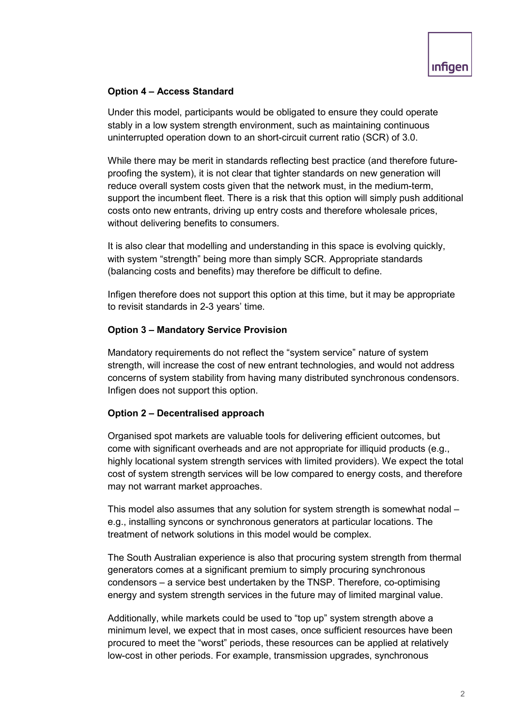**Option 4 – Access Standard**

Under this model, participants would be obligated to ensure they could operate stably in a low system strength environment, such as maintaining continuous uninterrupted operation down to an short-circuit current ratio (SCR) of 3.0.

While there may be merit in standards reflecting best practice (and therefore future-proofing the system), it is not clear that tighter standards on new generation will reduce overall system costs given that the network must, in the medium-term, support the incumbent fleet. There is a risk that this option will simply push additional costs onto new entrants, driving up entry costs and therefore wholesale prices, without delivering benefits to consumers.

It is also clear that modelling and understanding in this space is evolving quickly, with system "strength" being more than simply SCR. Appropriate standards (balancing costs and benefits) may therefore be difficult to define.

Infigen therefore does not support this option at this time, but it may be appropriate to revisit standards in 2-3 years' time.

**Option 3 – Mandatory Service Provision**

Mandatory requirements do not reflect the "system service" nature of system strength, will increase the cost of new entrant technologies, and would not address concerns of system stability from having many distributed synchronous condensors. Infigen does not support this option.

**Option 2 – Decentralised approach**

Organised spot markets are valuable tools for delivering efficient outcomes, but come with significant overheads and are not appropriate for illiquid products (e.g., highly locational system strength services with limited providers). We expect the total cost of system strength services will be low compared to energy costs, and therefore may not warrant market approaches.

This model also assumes that any solution for system strength is somewhat nodal – e.g., installing syncons or synchronous generators at particular locations. The treatment of network solutions in this model would be complex.

The South Australian experience is also that procuring system strength from thermal generators comes at a significant premium to simply procuring synchronous condensors – a service best undertaken by the TNSP. Therefore, co-optimising energy and system strength services in the future may of limited marginal value.

Additionally, while markets could be used to "top up" system strength above a minimum level, we expect that in most cases, once sufficient resources have been procured to meet the "worst" periods, these resources can be applied at relatively low-cost in other periods. For example, transmission upgrades, synchronous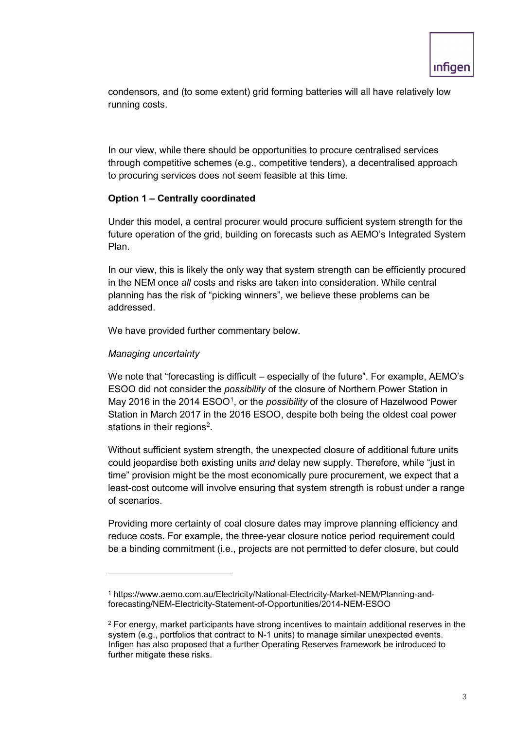condensors, and (to some extent) grid forming batteries will all have relatively low running costs.

In our view, while there should be opportunities to procure centralised services through competitive schemes (e.g., competitive tenders), a decentralised approach to procuring services does not seem feasible at this time.

**Option 1 – Centrally coordinated**

Under this model, a central procurer would procure sufficient system strength for the future operation of the grid, building on forecasts such as AEMO's Integrated System Plan.

In our view, this is likely the only way that system strength can be efficiently procured in the NEM once *all* costs and risks are taken into consideration. While central planning has the risk of "picking winners", we believe these problems can be addressed.

We have provided further commentary below.

*Managing uncertainty*

We note that "forecasting is difficult – especially of the future". For example, AEMO's ESOO did not consider the *possibility* of the closure of Northern Power Station in May 2016 in the 2014 ESOO[1], or the *possibility* of the closure of Hazelwood Power Station in March 2017 in the 2016 ESOO, despite both being the oldest coal power stations in their regions[2].

Without sufficient system strength, the unexpected closure of additional future units could jeopardise both existing units *and* delay new supply. Therefore, while "just in time" provision might be the most economically pure procurement, we expect that a least-cost outcome will involve ensuring that system strength is robust under a range of scenarios.

Providing more certainty of coal closure dates may improve planning efficiency and reduce costs. For example, the three-year closure notice period requirement could be a binding commitment (i.e., projects are not permitted to defer closure, but could

---

[1] https://www.aemo.com.au/Electricity/National-Electricity-Market-NEM/Planning-and-forecasting/NEM-Electricity-Statement-of-Opportunities/2014-NEM-ESOO

[2] For energy, market participants have strong incentives to maintain additional reserves in the system (e.g., portfolios that contract to N-1 units) to manage similar unexpected events. Infigen has also proposed that a further Operating Reserves framework be introduced to further mitigate these risks.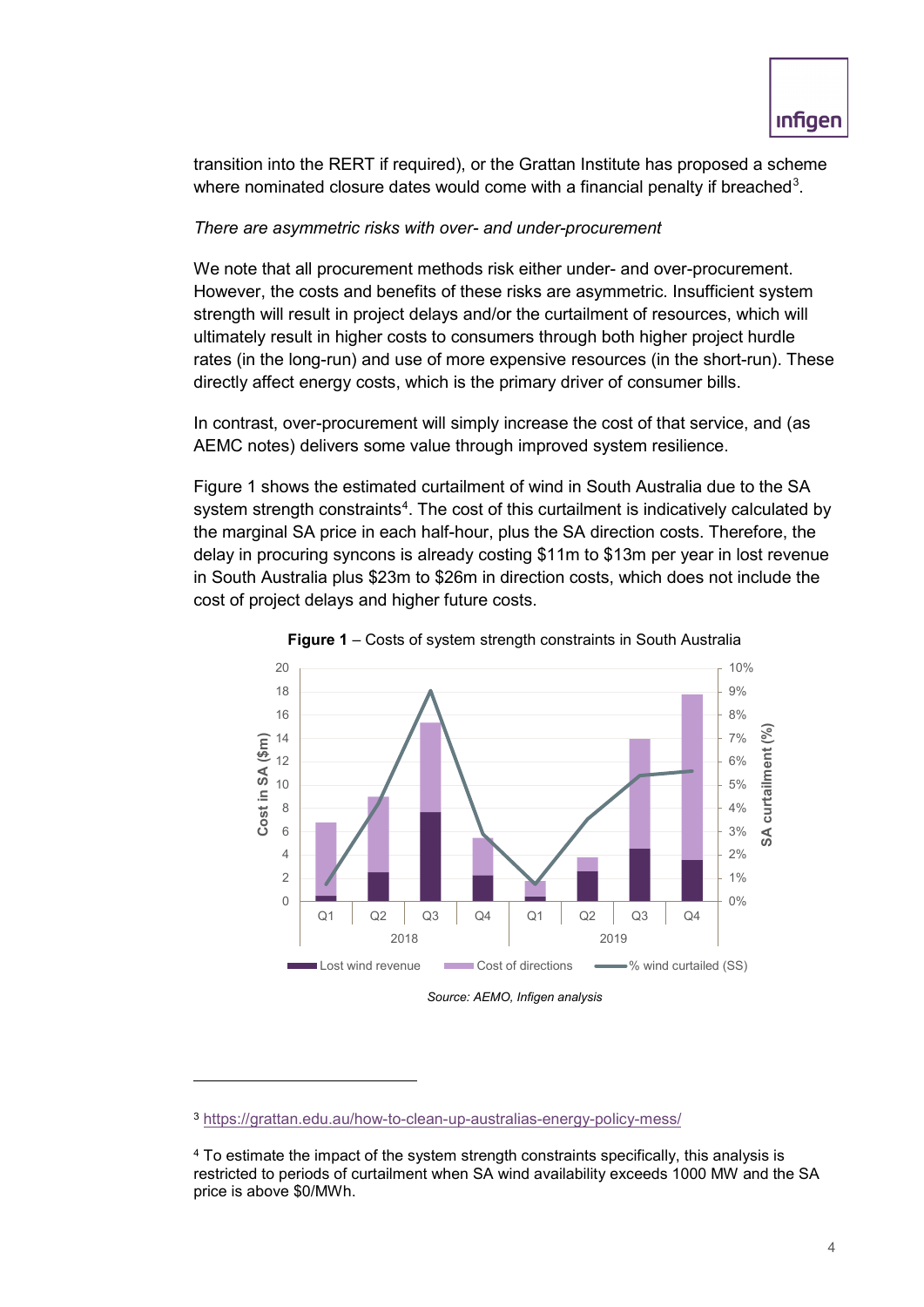transition into the RERT if required), or the Grattan Institute has proposed a scheme where nominated closure dates would come with a financial penalty if breached[3].

*There are asymmetric risks with over- and under-procurement*

We note that all procurement methods risk either under- and over-procurement. However, the costs and benefits of these risks are asymmetric. Insufficient system strength will result in project delays and/or the curtailment of resources, which will ultimately result in higher costs to consumers through both higher project hurdle rates (in the long-run) and use of more expensive resources (in the short-run). These directly affect energy costs, which is the primary driver of consumer bills.

In contrast, over-procurement will simply increase the cost of that service, and (as AEMC notes) delivers some value through improved system resilience.

Figure 1 shows the estimated curtailment of wind in South Australia due to the SA system strength constraints[4]. The cost of this curtailment is indicatively calculated by the marginal SA price in each half-hour, plus the SA direction costs. Therefore, the delay in procuring syncons is already costing $11m to $13m per year in lost revenue in South Australia plus $23m to $26m in direction costs, which does not include the cost of project delays and higher future costs.

**Figure 1** – Costs of system strength constraints in South Australia

*Source: AEMO, Infigen analysis*

[3] https://grattan.edu.au/how-to-clean-up-australias-energy-policy-mess/

[4] To estimate the impact of the system strength constraints specifically, this analysis is restricted to periods of curtailment when SA wind availability exceeds 1000 MW and the SA price is above $0/MWh.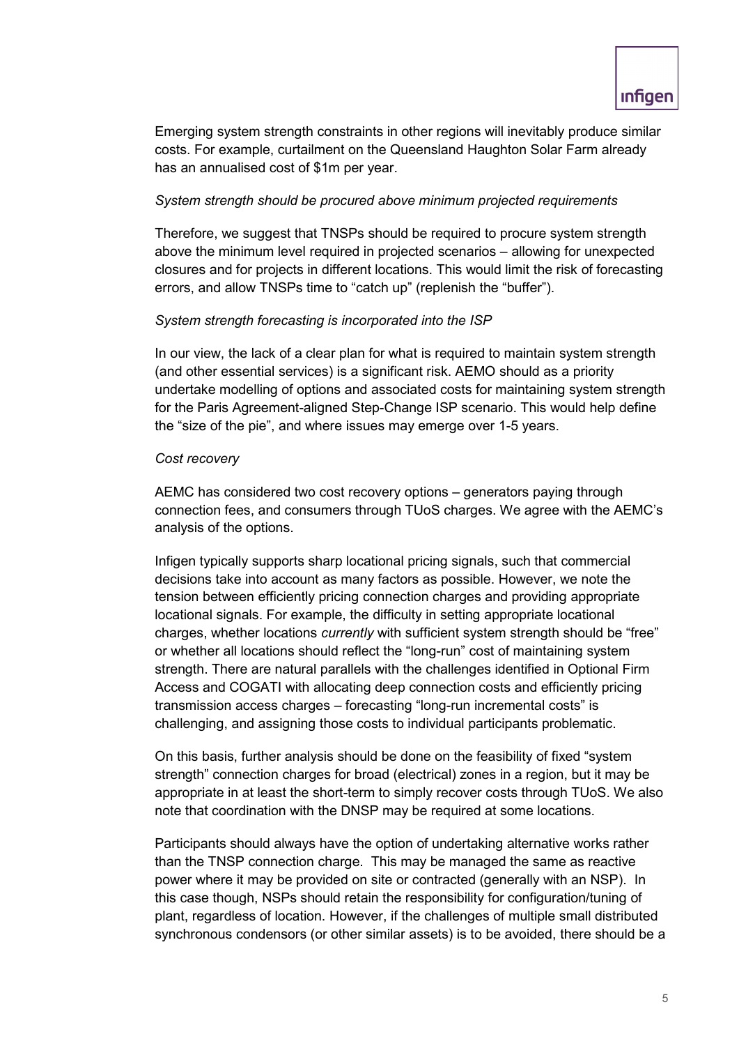Emerging system strength constraints in other regions will inevitably produce similar costs. For example, curtailment on the Queensland Haughton Solar Farm already has an annualised cost of $1m per year.

*System strength should be procured above minimum projected requirements*

Therefore, we suggest that TNSPs should be required to procure system strength above the minimum level required in projected scenarios – allowing for unexpected closures and for projects in different locations. This would limit the risk of forecasting errors, and allow TNSPs time to "catch up" (replenish the "buffer").

*System strength forecasting is incorporated into the ISP*

In our view, the lack of a clear plan for what is required to maintain system strength (and other essential services) is a significant risk. AEMO should as a priority undertake modelling of options and associated costs for maintaining system strength for the Paris Agreement-aligned Step-Change ISP scenario. This would help define the "size of the pie", and where issues may emerge over 1-5 years.

*Cost recovery*

AEMC has considered two cost recovery options – generators paying through connection fees, and consumers through TUoS charges. We agree with the AEMC's analysis of the options.

Infigen typically supports sharp locational pricing signals, such that commercial decisions take into account as many factors as possible. However, we note the tension between efficiently pricing connection charges and providing appropriate locational signals. For example, the difficulty in setting appropriate locational charges, whether locations *currently* with sufficient system strength should be "free" or whether all locations should reflect the "long-run" cost of maintaining system strength. There are natural parallels with the challenges identified in Optional Firm Access and COGATI with allocating deep connection costs and efficiently pricing transmission access charges – forecasting "long-run incremental costs" is challenging, and assigning those costs to individual participants problematic.

On this basis, further analysis should be done on the feasibility of fixed "system strength" connection charges for broad (electrical) zones in a region, but it may be appropriate in at least the short-term to simply recover costs through TUoS. We also note that coordination with the DNSP may be required at some locations.

Participants should always have the option of undertaking alternative works rather than the TNSP connection charge. This may be managed the same as reactive power where it may be provided on site or contracted (generally with an NSP). In this case though, NSPs should retain the responsibility for configuration/tuning of plant, regardless of location. However, if the challenges of multiple small distributed synchronous condensors (or other similar assets) is to be avoided, there should be a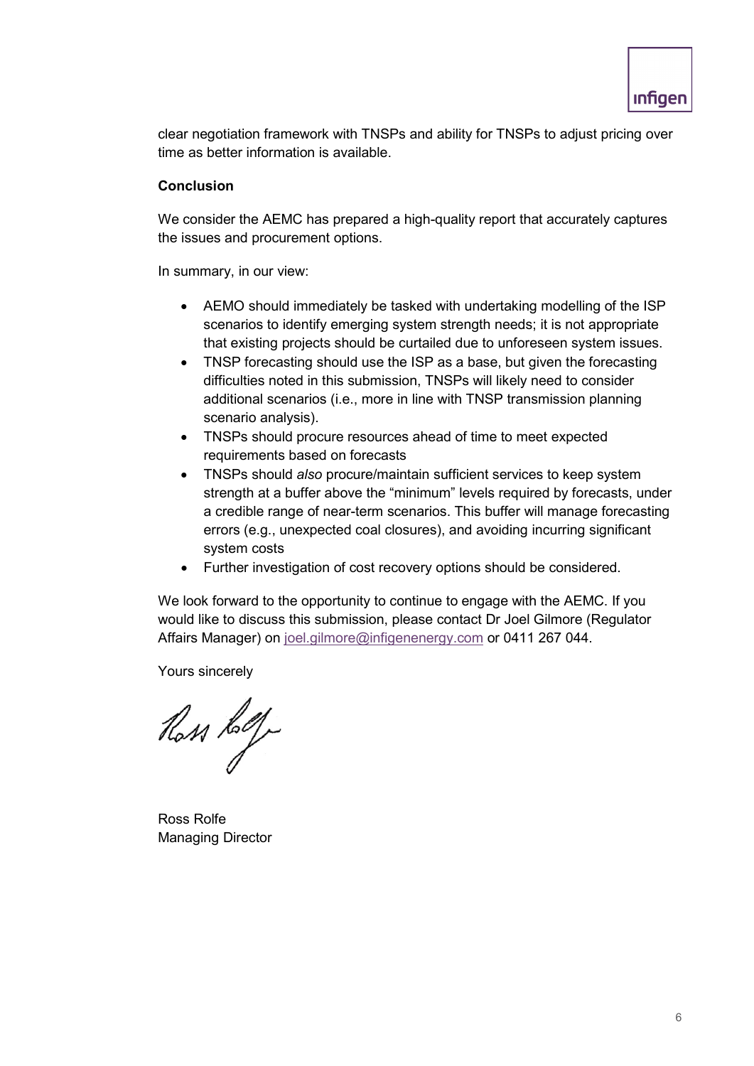clear negotiation framework with TNSPs and ability for TNSPs to adjust pricing over time as better information is available.

**Conclusion**

We consider the AEMC has prepared a high-quality report that accurately captures the issues and procurement options.

In summary, in our view:

- AEMO should immediately be tasked with undertaking modelling of the ISP scenarios to identify emerging system strength needs; it is not appropriate that existing projects should be curtailed due to unforeseen system issues.
- TNSP forecasting should use the ISP as a base, but given the forecasting difficulties noted in this submission, TNSPs will likely need to consider additional scenarios (i.e., more in line with TNSP transmission planning scenario analysis).
- TNSPs should procure resources ahead of time to meet expected requirements based on forecasts
- TNSPs should *also* procure/maintain sufficient services to keep system strength at a buffer above the "minimum" levels required by forecasts, under a credible range of near-term scenarios. This buffer will manage forecasting errors (e.g., unexpected coal closures), and avoiding incurring significant system costs
- Further investigation of cost recovery options should be considered.

We look forward to the opportunity to continue to engage with the AEMC. If you would like to discuss this submission, please contact Dr Joel Gilmore (Regulator Affairs Manager) on joel.gilmore@infigenenergy.com or 0411 267 044.

Yours sincerely

Ross Rolfe
Managing Director